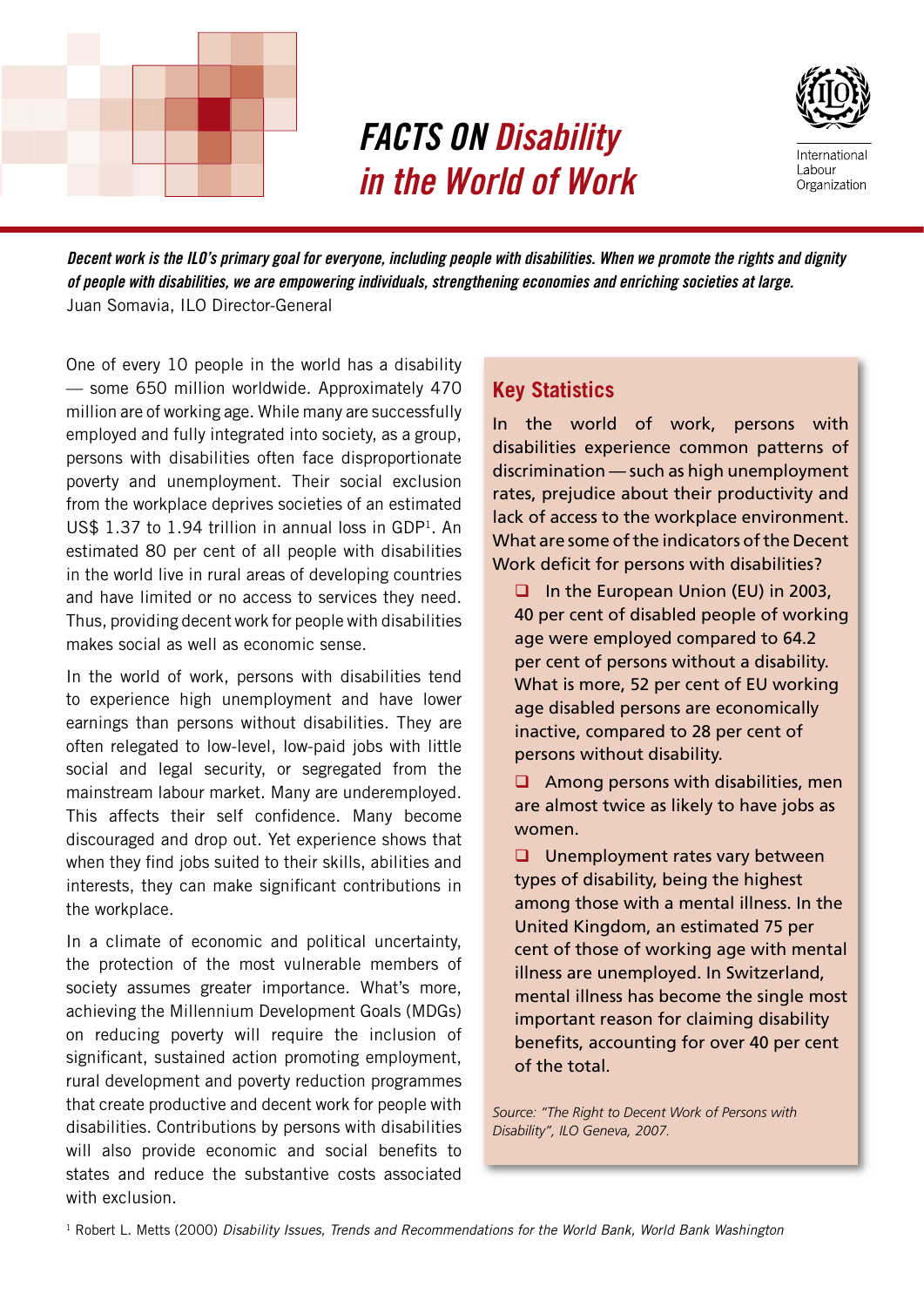# *FACTS ON Disability in the World of Work*

International Labour Organization

***Decent work is the ILO's primary goal for everyone, including people with disabilities. When we promote the rights and dignity of people with disabilities, we are empowering individuals, strengthening economies and enriching societies at large.***
Juan Somavia, ILO Director-General

One of every 10 people in the world has a disability — some 650 million worldwide. Approximately 470 million are of working age. While many are successfully employed and fully integrated into society, as a group, persons with disabilities often face disproportionate poverty and unemployment. Their social exclusion from the workplace deprives societies of an estimated US$ 1.37 to 1.94 trillion in annual loss in GDP[1]. An estimated 80 per cent of all people with disabilities in the world live in rural areas of developing countries and have limited or no access to services they need. Thus, providing decent work for people with disabilities makes social as well as economic sense.

In the world of work, persons with disabilities tend to experience high unemployment and have lower earnings than persons without disabilities. They are often relegated to low-level, low-paid jobs with little social and legal security, or segregated from the mainstream labour market. Many are underemployed. This affects their self confidence. Many become discouraged and drop out. Yet experience shows that when they find jobs suited to their skills, abilities and interests, they can make significant contributions in the workplace.

In a climate of economic and political uncertainty, the protection of the most vulnerable members of society assumes greater importance. What's more, achieving the Millennium Development Goals (MDGs) on reducing poverty will require the inclusion of significant, sustained action promoting employment, rural development and poverty reduction programmes that create productive and decent work for people with disabilities. Contributions by persons with disabilities will also provide economic and social benefits to states and reduce the substantive costs associated with exclusion.

## Key Statistics

In the world of work, persons with disabilities experience common patterns of discrimination — such as high unemployment rates, prejudice about their productivity and lack of access to the workplace environment. What are some of the indicators of the Decent Work deficit for persons with disabilities?

- In the European Union (EU) in 2003, 40 per cent of disabled people of working age were employed compared to 64.2 per cent of persons without a disability. What is more, 52 per cent of EU working age disabled persons are economically inactive, compared to 28 per cent of persons without disability.
- Among persons with disabilities, men are almost twice as likely to have jobs as women.
- Unemployment rates vary between types of disability, being the highest among those with a mental illness. In the United Kingdom, an estimated 75 per cent of those of working age with mental illness are unemployed. In Switzerland, mental illness has become the single most important reason for claiming disability benefits, accounting for over 40 per cent of the total.

*Source: "The Right to Decent Work of Persons with Disability", ILO Geneva, 2007.*

[1] Robert L. Metts (2000) *Disability Issues, Trends and Recommendations for the World Bank, World Bank Washington*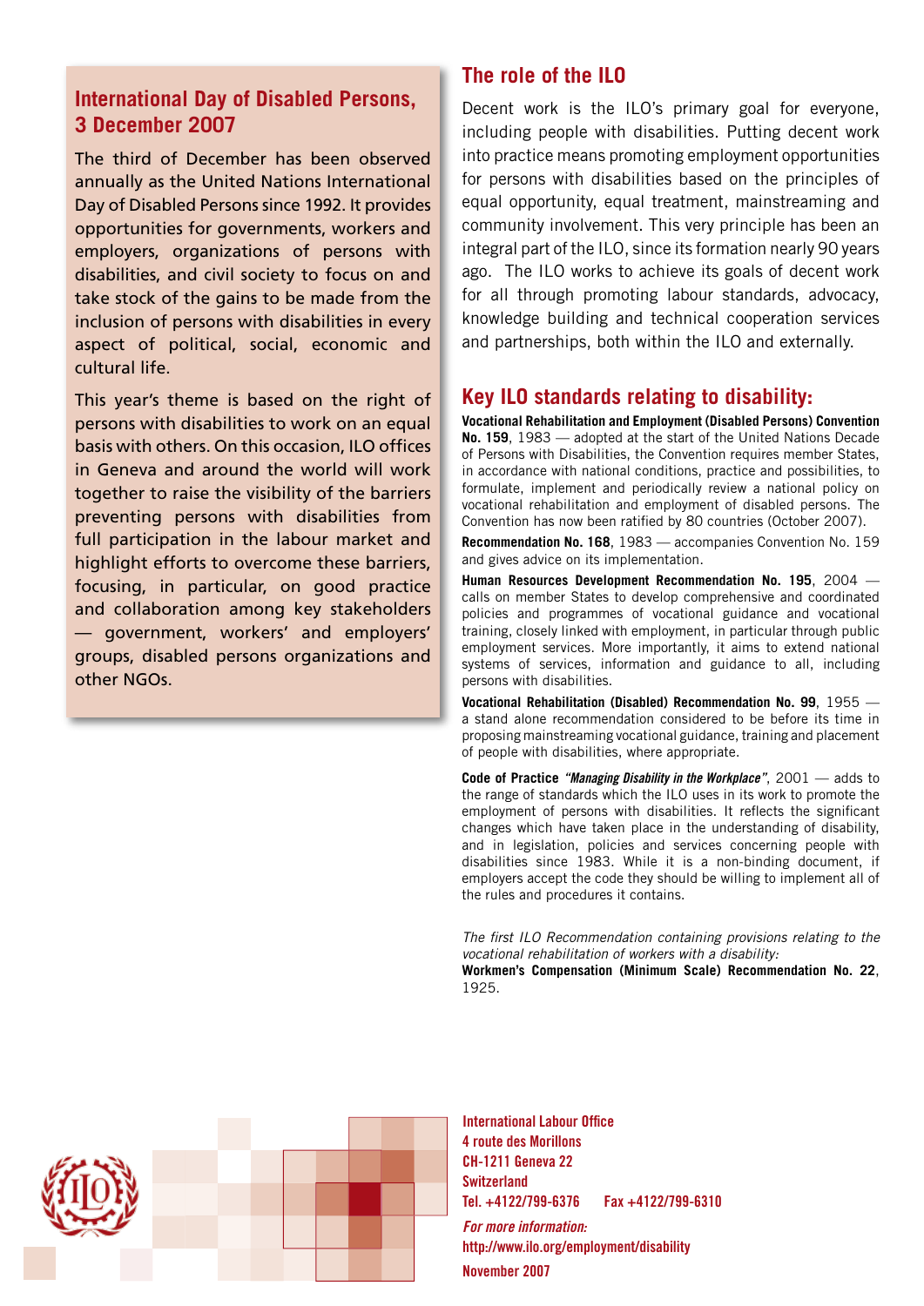## International Day of Disabled Persons, 3 December 2007

The third of December has been observed annually as the United Nations International Day of Disabled Persons since 1992. It provides opportunities for governments, workers and employers, organizations of persons with disabilities, and civil society to focus on and take stock of the gains to be made from the inclusion of persons with disabilities in every aspect of political, social, economic and cultural life.

This year's theme is based on the right of persons with disabilities to work on an equal basis with others. On this occasion, ILO offices in Geneva and around the world will work together to raise the visibility of the barriers preventing persons with disabilities from full participation in the labour market and highlight efforts to overcome these barriers, focusing, in particular, on good practice and collaboration among key stakeholders — government, workers' and employers' groups, disabled persons organizations and other NGOs.

## The role of the ILO

Decent work is the ILO's primary goal for everyone, including people with disabilities. Putting decent work into practice means promoting employment opportunities for persons with disabilities based on the principles of equal opportunity, equal treatment, mainstreaming and community involvement. This very principle has been an integral part of the ILO, since its formation nearly 90 years ago. The ILO works to achieve its goals of decent work for all through promoting labour standards, advocacy, knowledge building and technical cooperation services and partnerships, both within the ILO and externally.

## Key ILO standards relating to disability:

**Vocational Rehabilitation and Employment (Disabled Persons) Convention No. 159**, 1983 — adopted at the start of the United Nations Decade of Persons with Disabilities, the Convention requires member States, in accordance with national conditions, practice and possibilities, to formulate, implement and periodically review a national policy on vocational rehabilitation and employment of disabled persons. The Convention has now been ratified by 80 countries (October 2007).

**Recommendation No. 168**, 1983 — accompanies Convention No. 159 and gives advice on its implementation.

**Human Resources Development Recommendation No. 195**, 2004 — calls on member States to develop comprehensive and coordinated policies and programmes of vocational guidance and vocational training, closely linked with employment, in particular through public employment services. More importantly, it aims to extend national systems of services, information and guidance to all, including persons with disabilities.

**Vocational Rehabilitation (Disabled) Recommendation No. 99**, 1955 — a stand alone recommendation considered to be before its time in proposing mainstreaming vocational guidance, training and placement of people with disabilities, where appropriate.

**Code of Practice *"Managing Disability in the Workplace"***, 2001 — adds to the range of standards which the ILO uses in its work to promote the employment of persons with disabilities. It reflects the significant changes which have taken place in the understanding of disability, and in legislation, policies and services concerning people with disabilities since 1983. While it is a non-binding document, if employers accept the code they should be willing to implement all of the rules and procedures it contains.

*The first ILO Recommendation containing provisions relating to the vocational rehabilitation of workers with a disability:*
**Workmen's Compensation (Minimum Scale) Recommendation No. 22**, 1925.

**International Labour Office**
**4 route des Morillons**
**CH-1211 Geneva 22**
**Switzerland**
**Tel. +4122/799-6376 Fax +4122/799-6310**

***For more information:***
**http://www.ilo.org/employment/disability**

**November 2007**